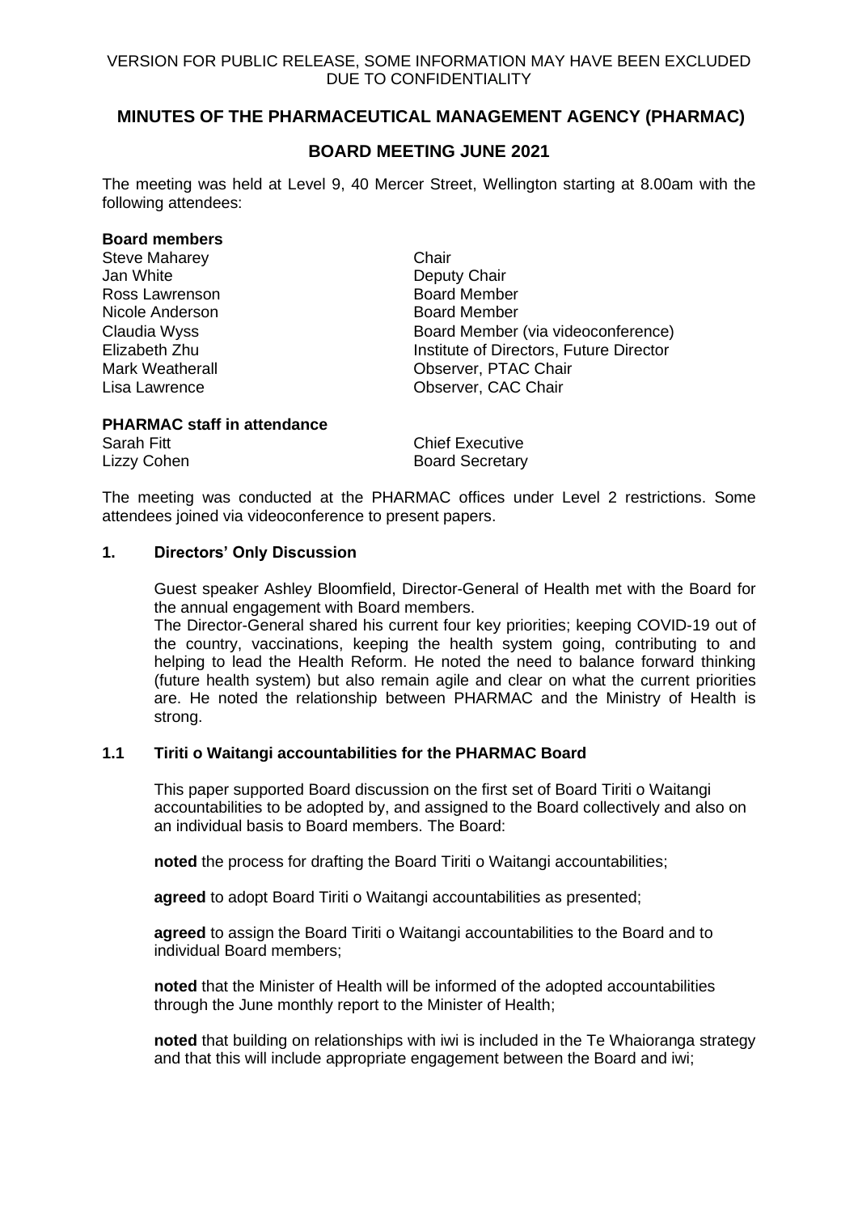VERSION FOR PUBLIC RELEASE, SOME INFORMATION MAY HAVE BEEN EXCLUDED DUE TO CONFIDENTIALITY

# MINUTES OF THE PHARMACEUTICAL MANAGEMENT AGENCY (PHARMAC)

## BOARD MEETING JUNE 2021

The meeting was held at Level 9, 40 Mercer Street, Wellington starting at 8.00am with the following attendees:

**Board members**

| | |
|---|---|
| Steve Maharey | Chair |
| Jan White | Deputy Chair |
| Ross Lawrenson | Board Member |
| Nicole Anderson | Board Member |
| Claudia Wyss | Board Member (via videoconference) |
| Elizabeth Zhu | Institute of Directors, Future Director |
| Mark Weatherall | Observer, PTAC Chair |
| Lisa Lawrence | Observer, CAC Chair |

**PHARMAC staff in attendance**

| | |
|---|---|
| Sarah Fitt | Chief Executive |
| Lizzy Cohen | Board Secretary |

The meeting was conducted at the PHARMAC offices under Level 2 restrictions. Some attendees joined via videoconference to present papers.

### 1. Directors' Only Discussion

Guest speaker Ashley Bloomfield, Director-General of Health met with the Board for the annual engagement with Board members.

The Director-General shared his current four key priorities; keeping COVID-19 out of the country, vaccinations, keeping the health system going, contributing to and helping to lead the Health Reform. He noted the need to balance forward thinking (future health system) but also remain agile and clear on what the current priorities are. He noted the relationship between PHARMAC and the Ministry of Health is strong.

### 1.1 Tiriti o Waitangi accountabilities for the PHARMAC Board

This paper supported Board discussion on the first set of Board Tiriti o Waitangi accountabilities to be adopted by, and assigned to the Board collectively and also on an individual basis to Board members. The Board:

**noted** the process for drafting the Board Tiriti o Waitangi accountabilities;

**agreed** to adopt Board Tiriti o Waitangi accountabilities as presented;

**agreed** to assign the Board Tiriti o Waitangi accountabilities to the Board and to individual Board members;

**noted** that the Minister of Health will be informed of the adopted accountabilities through the June monthly report to the Minister of Health;

**noted** that building on relationships with iwi is included in the Te Whaioranga strategy and that this will include appropriate engagement between the Board and iwi;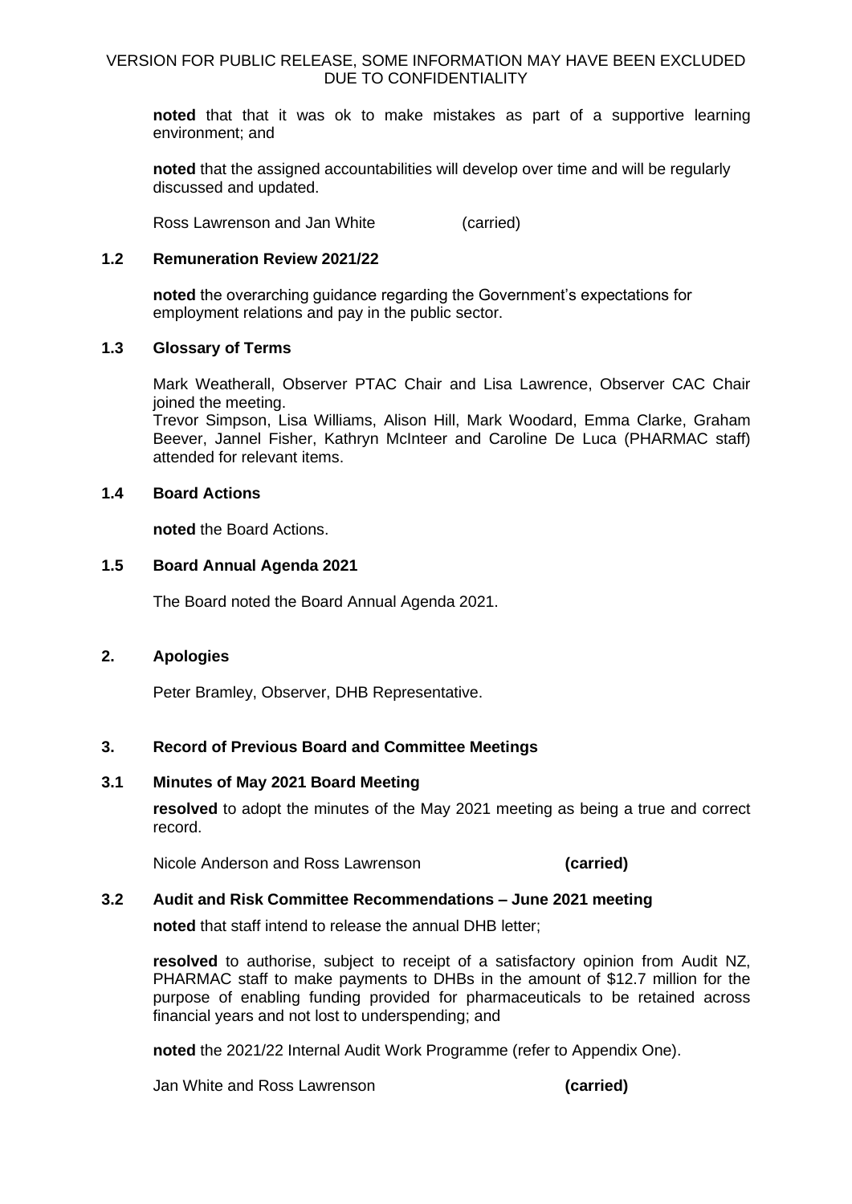**noted** that that it was ok to make mistakes as part of a supportive learning environment; and

**noted** that the assigned accountabilities will develop over time and will be regularly discussed and updated.

Ross Lawrenson and Jan White (carried)

### 1.2 Remuneration Review 2021/22

**noted** the overarching guidance regarding the Government's expectations for employment relations and pay in the public sector.

### 1.3 Glossary of Terms

Mark Weatherall, Observer PTAC Chair and Lisa Lawrence, Observer CAC Chair joined the meeting.
Trevor Simpson, Lisa Williams, Alison Hill, Mark Woodard, Emma Clarke, Graham Beever, Jannel Fisher, Kathryn McInteer and Caroline De Luca (PHARMAC staff) attended for relevant items.

### 1.4 Board Actions

**noted** the Board Actions.

### 1.5 Board Annual Agenda 2021

The Board noted the Board Annual Agenda 2021.

## 2. Apologies

Peter Bramley, Observer, DHB Representative.

## 3. Record of Previous Board and Committee Meetings

### 3.1 Minutes of May 2021 Board Meeting

**resolved** to adopt the minutes of the May 2021 meeting as being a true and correct record.

Nicole Anderson and Ross Lawrenson **(carried)**

### 3.2 Audit and Risk Committee Recommendations – June 2021 meeting

**noted** that staff intend to release the annual DHB letter;

**resolved** to authorise, subject to receipt of a satisfactory opinion from Audit NZ, PHARMAC staff to make payments to DHBs in the amount of $12.7 million for the purpose of enabling funding provided for pharmaceuticals to be retained across financial years and not lost to underspending; and

**noted** the 2021/22 Internal Audit Work Programme (refer to Appendix One).

Jan White and Ross Lawrenson **(carried)**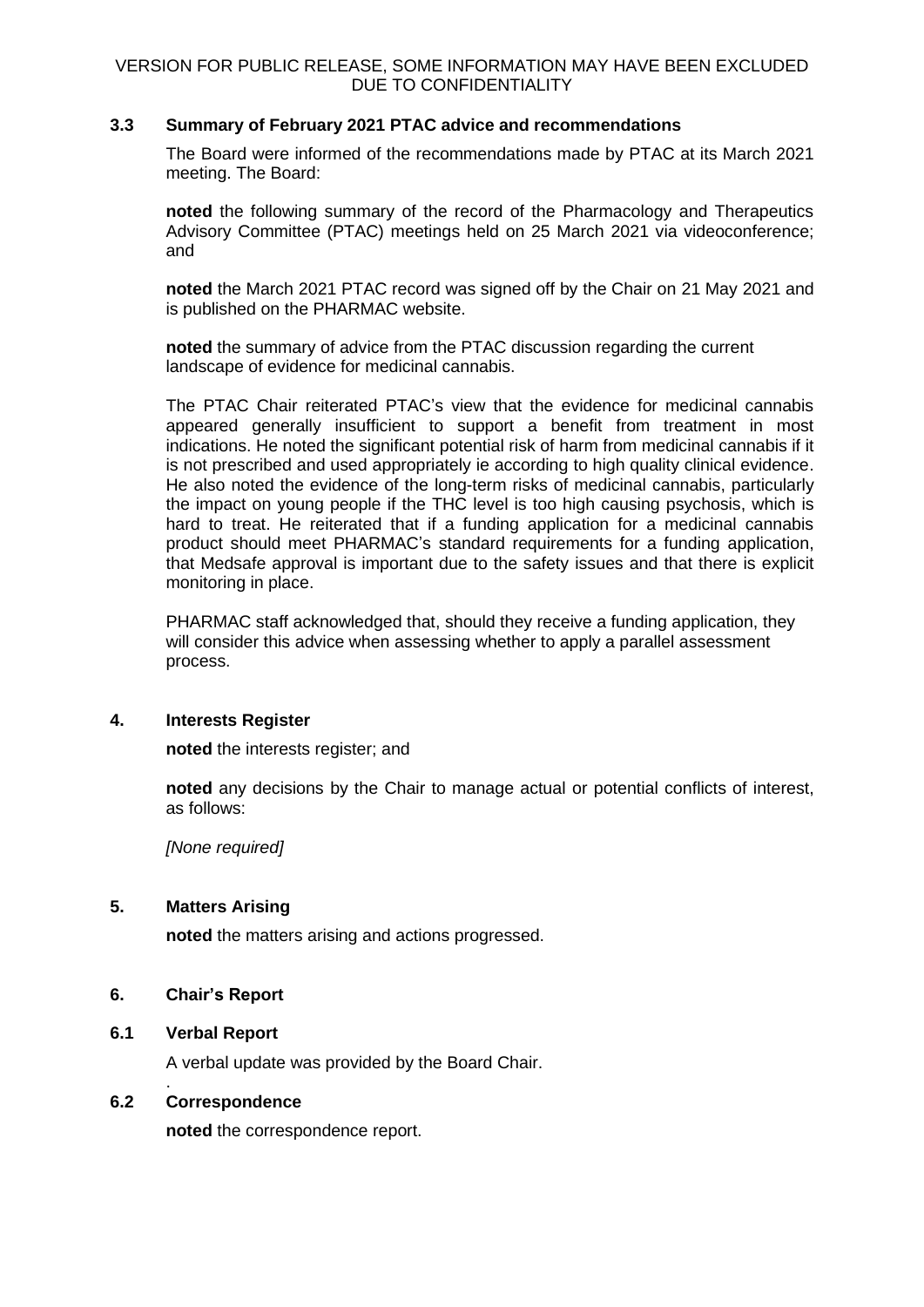### 3.3 Summary of February 2021 PTAC advice and recommendations

The Board were informed of the recommendations made by PTAC at its March 2021 meeting. The Board:

**noted** the following summary of the record of the Pharmacology and Therapeutics Advisory Committee (PTAC) meetings held on 25 March 2021 via videoconference; and

**noted** the March 2021 PTAC record was signed off by the Chair on 21 May 2021 and is published on the PHARMAC website.

**noted** the summary of advice from the PTAC discussion regarding the current landscape of evidence for medicinal cannabis.

The PTAC Chair reiterated PTAC's view that the evidence for medicinal cannabis appeared generally insufficient to support a benefit from treatment in most indications. He noted the significant potential risk of harm from medicinal cannabis if it is not prescribed and used appropriately ie according to high quality clinical evidence. He also noted the evidence of the long-term risks of medicinal cannabis, particularly the impact on young people if the THC level is too high causing psychosis, which is hard to treat. He reiterated that if a funding application for a medicinal cannabis product should meet PHARMAC's standard requirements for a funding application, that Medsafe approval is important due to the safety issues and that there is explicit monitoring in place.

PHARMAC staff acknowledged that, should they receive a funding application, they will consider this advice when assessing whether to apply a parallel assessment process.

## 4. Interests Register

**noted** the interests register; and

**noted** any decisions by the Chair to manage actual or potential conflicts of interest, as follows:

*[None required]*

## 5. Matters Arising

**noted** the matters arising and actions progressed.

## 6. Chair's Report

### 6.1 Verbal Report

A verbal update was provided by the Board Chair.

### 6.2 Correspondence

**noted** the correspondence report.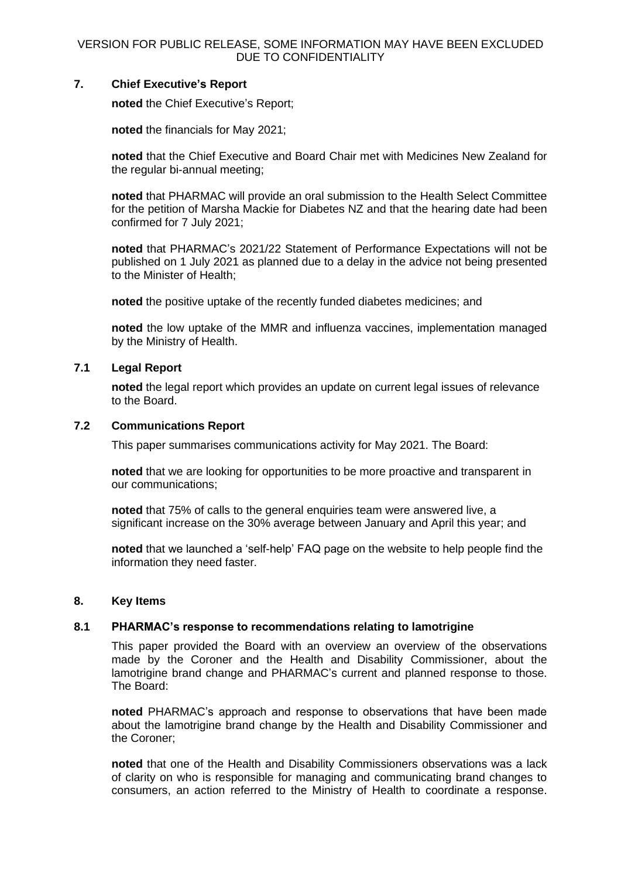## 7. Chief Executive's Report

**noted** the Chief Executive's Report;

**noted** the financials for May 2021;

**noted** that the Chief Executive and Board Chair met with Medicines New Zealand for the regular bi-annual meeting;

**noted** that PHARMAC will provide an oral submission to the Health Select Committee for the petition of Marsha Mackie for Diabetes NZ and that the hearing date had been confirmed for 7 July 2021;

**noted** that PHARMAC's 2021/22 Statement of Performance Expectations will not be published on 1 July 2021 as planned due to a delay in the advice not being presented to the Minister of Health;

**noted** the positive uptake of the recently funded diabetes medicines; and

**noted** the low uptake of the MMR and influenza vaccines, implementation managed by the Ministry of Health.

### 7.1 Legal Report

**noted** the legal report which provides an update on current legal issues of relevance to the Board.

### 7.2 Communications Report

This paper summarises communications activity for May 2021. The Board:

**noted** that we are looking for opportunities to be more proactive and transparent in our communications;

**noted** that 75% of calls to the general enquiries team were answered live, a significant increase on the 30% average between January and April this year; and

**noted** that we launched a 'self-help' FAQ page on the website to help people find the information they need faster.

## 8. Key Items

### 8.1 PHARMAC's response to recommendations relating to lamotrigine

This paper provided the Board with an overview an overview of the observations made by the Coroner and the Health and Disability Commissioner, about the lamotrigine brand change and PHARMAC's current and planned response to those. The Board:

**noted** PHARMAC's approach and response to observations that have been made about the lamotrigine brand change by the Health and Disability Commissioner and the Coroner;

**noted** that one of the Health and Disability Commissioners observations was a lack of clarity on who is responsible for managing and communicating brand changes to consumers, an action referred to the Ministry of Health to coordinate a response.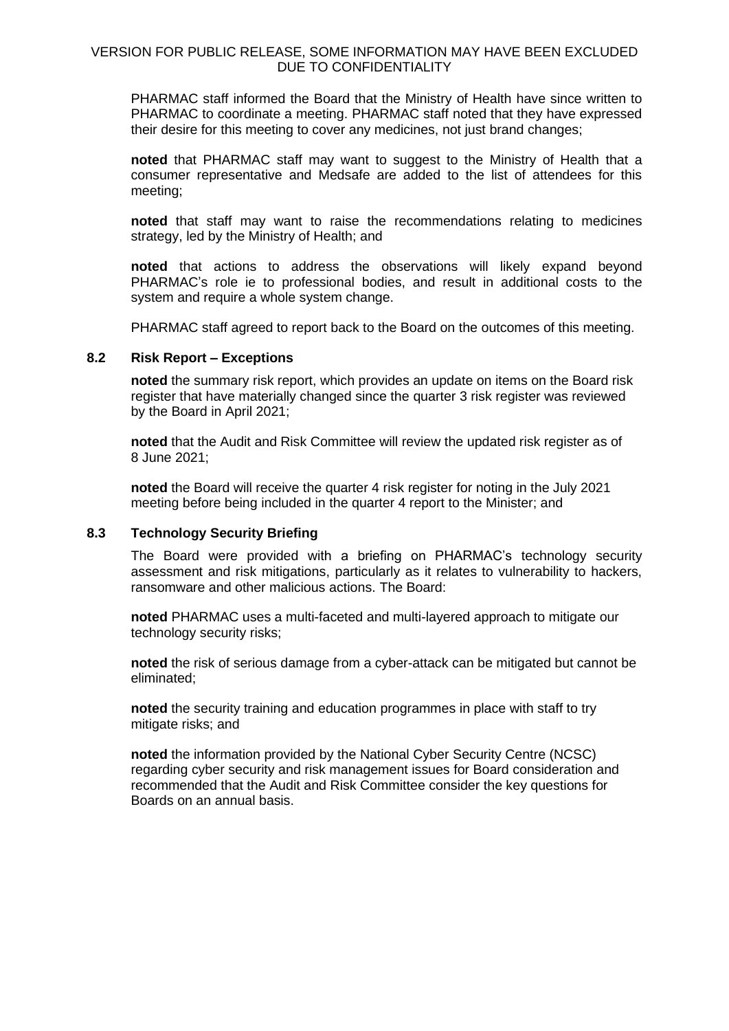PHARMAC staff informed the Board that the Ministry of Health have since written to PHARMAC to coordinate a meeting. PHARMAC staff noted that they have expressed their desire for this meeting to cover any medicines, not just brand changes;

**noted** that PHARMAC staff may want to suggest to the Ministry of Health that a consumer representative and Medsafe are added to the list of attendees for this meeting;

**noted** that staff may want to raise the recommendations relating to medicines strategy, led by the Ministry of Health; and

**noted** that actions to address the observations will likely expand beyond PHARMAC's role ie to professional bodies, and result in additional costs to the system and require a whole system change.

PHARMAC staff agreed to report back to the Board on the outcomes of this meeting.

### 8.2 Risk Report – Exceptions

**noted** the summary risk report, which provides an update on items on the Board risk register that have materially changed since the quarter 3 risk register was reviewed by the Board in April 2021;

**noted** that the Audit and Risk Committee will review the updated risk register as of 8 June 2021;

**noted** the Board will receive the quarter 4 risk register for noting in the July 2021 meeting before being included in the quarter 4 report to the Minister; and

### 8.3 Technology Security Briefing

The Board were provided with a briefing on PHARMAC's technology security assessment and risk mitigations, particularly as it relates to vulnerability to hackers, ransomware and other malicious actions. The Board:

**noted** PHARMAC uses a multi-faceted and multi-layered approach to mitigate our technology security risks;

**noted** the risk of serious damage from a cyber-attack can be mitigated but cannot be eliminated;

**noted** the security training and education programmes in place with staff to try mitigate risks; and

**noted** the information provided by the National Cyber Security Centre (NCSC) regarding cyber security and risk management issues for Board consideration and recommended that the Audit and Risk Committee consider the key questions for Boards on an annual basis.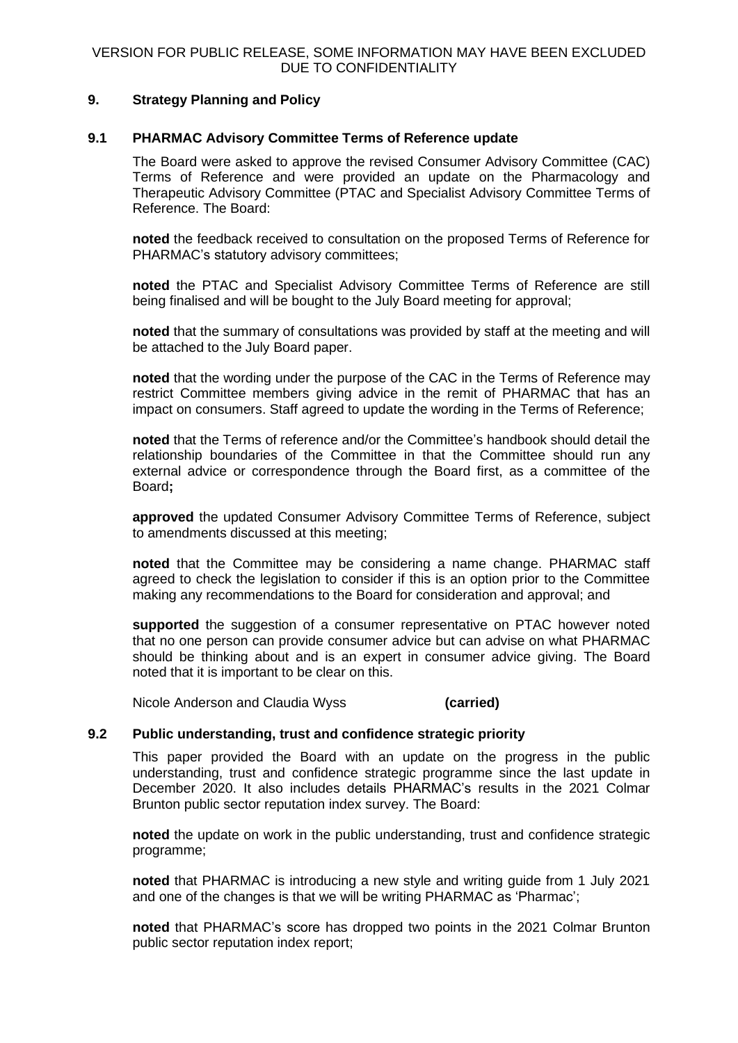VERSION FOR PUBLIC RELEASE, SOME INFORMATION MAY HAVE BEEN EXCLUDED DUE TO CONFIDENTIALITY

## 9. Strategy Planning and Policy

### 9.1 PHARMAC Advisory Committee Terms of Reference update

The Board were asked to approve the revised Consumer Advisory Committee (CAC) Terms of Reference and were provided an update on the Pharmacology and Therapeutic Advisory Committee (PTAC and Specialist Advisory Committee Terms of Reference. The Board:

**noted** the feedback received to consultation on the proposed Terms of Reference for PHARMAC's statutory advisory committees;

**noted** the PTAC and Specialist Advisory Committee Terms of Reference are still being finalised and will be bought to the July Board meeting for approval;

**noted** that the summary of consultations was provided by staff at the meeting and will be attached to the July Board paper.

**noted** that the wording under the purpose of the CAC in the Terms of Reference may restrict Committee members giving advice in the remit of PHARMAC that has an impact on consumers. Staff agreed to update the wording in the Terms of Reference;

**noted** that the Terms of reference and/or the Committee's handbook should detail the relationship boundaries of the Committee in that the Committee should run any external advice or correspondence through the Board first, as a committee of the Board**;**

**approved** the updated Consumer Advisory Committee Terms of Reference, subject to amendments discussed at this meeting;

**noted** that the Committee may be considering a name change. PHARMAC staff agreed to check the legislation to consider if this is an option prior to the Committee making any recommendations to the Board for consideration and approval; and

**supported** the suggestion of a consumer representative on PTAC however noted that no one person can provide consumer advice but can advise on what PHARMAC should be thinking about and is an expert in consumer advice giving. The Board noted that it is important to be clear on this.

Nicole Anderson and Claudia Wyss **(carried)**

### 9.2 Public understanding, trust and confidence strategic priority

This paper provided the Board with an update on the progress in the public understanding, trust and confidence strategic programme since the last update in December 2020. It also includes details PHARMAC's results in the 2021 Colmar Brunton public sector reputation index survey. The Board:

**noted** the update on work in the public understanding, trust and confidence strategic programme;

**noted** that PHARMAC is introducing a new style and writing guide from 1 July 2021 and one of the changes is that we will be writing PHARMAC as 'Pharmac';

**noted** that PHARMAC's score has dropped two points in the 2021 Colmar Brunton public sector reputation index report;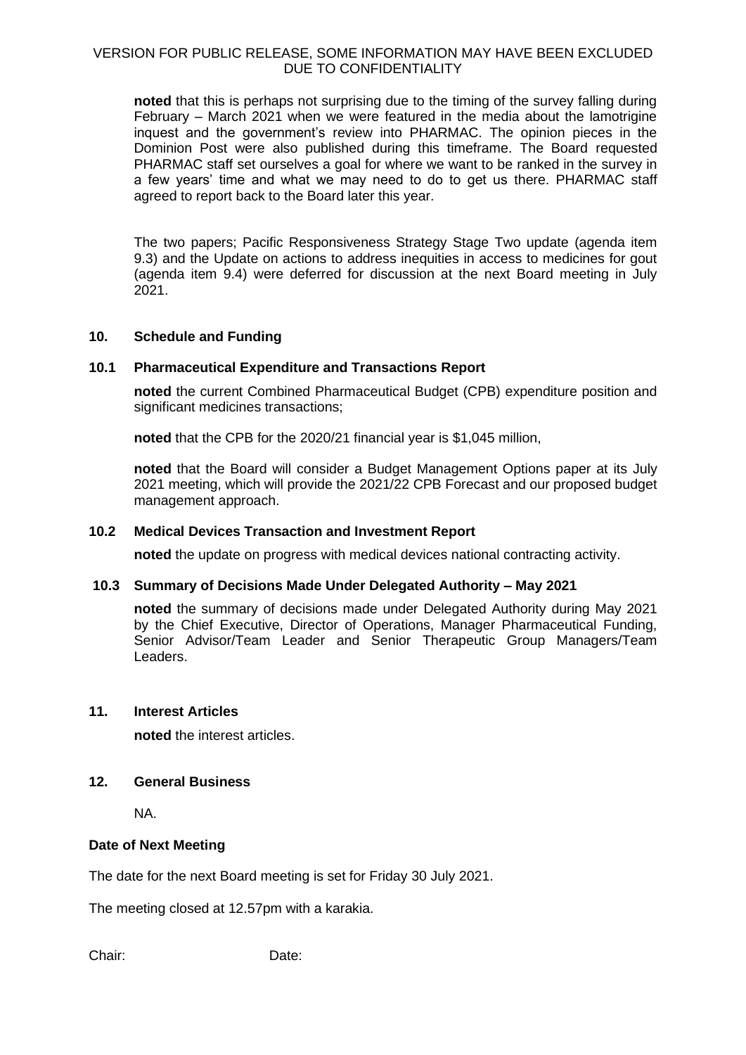**noted** that this is perhaps not surprising due to the timing of the survey falling during February – March 2021 when we were featured in the media about the lamotrigine inquest and the government's review into PHARMAC. The opinion pieces in the Dominion Post were also published during this timeframe. The Board requested PHARMAC staff set ourselves a goal for where we want to be ranked in the survey in a few years' time and what we may need to do to get us there. PHARMAC staff agreed to report back to the Board later this year.

The two papers; Pacific Responsiveness Strategy Stage Two update (agenda item 9.3) and the Update on actions to address inequities in access to medicines for gout (agenda item 9.4) were deferred for discussion at the next Board meeting in July 2021.

## 10. Schedule and Funding

### 10.1 Pharmaceutical Expenditure and Transactions Report

**noted** the current Combined Pharmaceutical Budget (CPB) expenditure position and significant medicines transactions;

**noted** that the CPB for the 2020/21 financial year is $1,045 million,

**noted** that the Board will consider a Budget Management Options paper at its July 2021 meeting, which will provide the 2021/22 CPB Forecast and our proposed budget management approach.

### 10.2 Medical Devices Transaction and Investment Report

**noted** the update on progress with medical devices national contracting activity.

### 10.3 Summary of Decisions Made Under Delegated Authority – May 2021

**noted** the summary of decisions made under Delegated Authority during May 2021 by the Chief Executive, Director of Operations, Manager Pharmaceutical Funding, Senior Advisor/Team Leader and Senior Therapeutic Group Managers/Team Leaders.

## 11. Interest Articles

**noted** the interest articles.

## 12. General Business

NA.

### Date of Next Meeting

The date for the next Board meeting is set for Friday 30 July 2021.

The meeting closed at 12.57pm with a karakia.

Chair: Date: